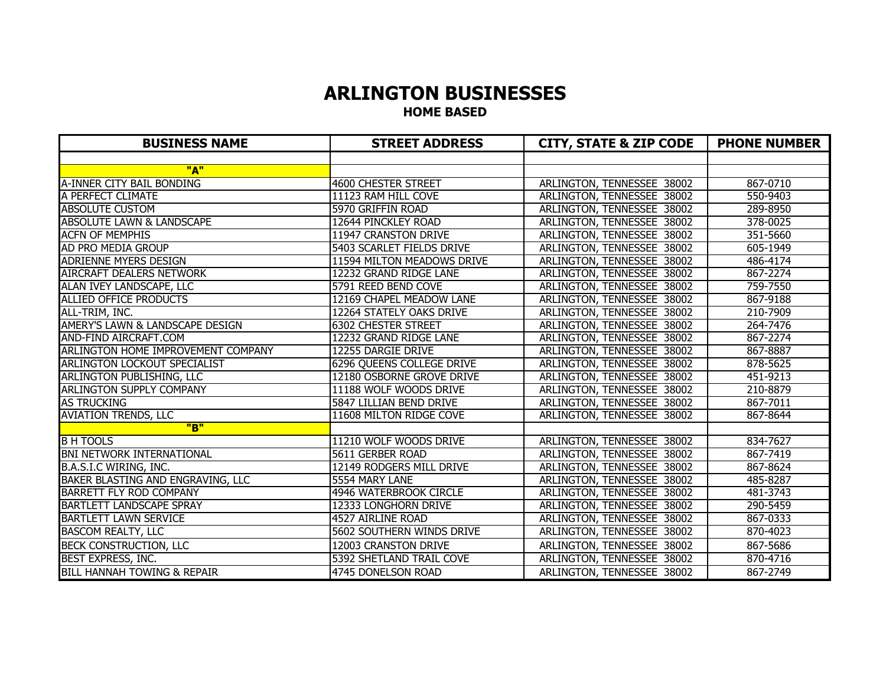# ARLINGTON BUSINESSES

## HOME BASED

| BUSINESS NAME | STREET ADDRESS | CITY, STATE & ZIP CODE | PHONE NUMBER |
|---|---|---|---|
| | | | |
| **"A"** | | | |
| A-INNER CITY BAIL BONDING | 4600 CHESTER STREET | ARLINGTON, TENNESSEE 38002 | 867-0710 |
| A PERFECT CLIMATE | 11123 RAM HILL COVE | ARLINGTON, TENNESSEE 38002 | 550-9403 |
| ABSOLUTE CUSTOM | 5970 GRIFFIN ROAD | ARLINGTON, TENNESSEE 38002 | 289-8950 |
| ABSOLUTE LAWN & LANDSCAPE | 12644 PINCKLEY ROAD | ARLINGTON, TENNESSEE 38002 | 378-0025 |
| ACFN OF MEMPHIS | 11947 CRANSTON DRIVE | ARLINGTON, TENNESSEE 38002 | 351-5660 |
| AD PRO MEDIA GROUP | 5403 SCARLET FIELDS DRIVE | ARLINGTON, TENNESSEE 38002 | 605-1949 |
| ADRIENNE MYERS DESIGN | 11594 MILTON MEADOWS DRIVE | ARLINGTON, TENNESSEE 38002 | 486-4174 |
| AIRCRAFT DEALERS NETWORK | 12232 GRAND RIDGE LANE | ARLINGTON, TENNESSEE 38002 | 867-2274 |
| ALAN IVEY LANDSCAPE, LLC | 5791 REED BEND COVE | ARLINGTON, TENNESSEE 38002 | 759-7550 |
| ALLIED OFFICE PRODUCTS | 12169 CHAPEL MEADOW LANE | ARLINGTON, TENNESSEE 38002 | 867-9188 |
| ALL-TRIM, INC. | 12264 STATELY OAKS DRIVE | ARLINGTON, TENNESSEE 38002 | 210-7909 |
| AMERY'S LAWN & LANDSCAPE DESIGN | 6302 CHESTER STREET | ARLINGTON, TENNESSEE 38002 | 264-7476 |
| AND-FIND AIRCRAFT.COM | 12232 GRAND RIDGE LANE | ARLINGTON, TENNESSEE 38002 | 867-2274 |
| ARLINGTON HOME IMPROVEMENT COMPANY | 12255 DARGIE DRIVE | ARLINGTON, TENNESSEE 38002 | 867-8887 |
| ARLINGTON LOCKOUT SPECIALIST | 6296 QUEENS COLLEGE DRIVE | ARLINGTON, TENNESSEE 38002 | 878-5625 |
| ARLINGTON PUBLISHING, LLC | 12180 OSBORNE GROVE DRIVE | ARLINGTON, TENNESSEE 38002 | 451-9213 |
| ARLINGTON SUPPLY COMPANY | 11188 WOLF WOODS DRIVE | ARLINGTON, TENNESSEE 38002 | 210-8879 |
| AS TRUCKING | 5847 LILLIAN BEND DRIVE | ARLINGTON, TENNESSEE 38002 | 867-7011 |
| AVIATION TRENDS, LLC | 11608 MILTON RIDGE COVE | ARLINGTON, TENNESSEE 38002 | 867-8644 |
| **"B"** | | | |
| B H TOOLS | 11210 WOLF WOODS DRIVE | ARLINGTON, TENNESSEE 38002 | 834-7627 |
| BNI NETWORK INTERNATIONAL | 5611 GERBER ROAD | ARLINGTON, TENNESSEE 38002 | 867-7419 |
| B.A.S.I.C WIRING, INC. | 12149 RODGERS MILL DRIVE | ARLINGTON, TENNESSEE 38002 | 867-8624 |
| BAKER BLASTING AND ENGRAVING, LLC | 5554 MARY LANE | ARLINGTON, TENNESSEE 38002 | 485-8287 |
| BARRETT FLY ROD COMPANY | 4946 WATERBROOK CIRCLE | ARLINGTON, TENNESSEE 38002 | 481-3743 |
| BARTLETT LANDSCAPE SPRAY | 12333 LONGHORN DRIVE | ARLINGTON, TENNESSEE 38002 | 290-5459 |
| BARTLETT LAWN SERVICE | 4527 AIRLINE ROAD | ARLINGTON, TENNESSEE 38002 | 867-0333 |
| BASCOM REALTY, LLC | 5602 SOUTHERN WINDS DRIVE | ARLINGTON, TENNESSEE 38002 | 870-4023 |
| BECK CONSTRUCTION, LLC | 12003 CRANSTON DRIVE | ARLINGTON, TENNESSEE 38002 | 867-5686 |
| BEST EXPRESS, INC. | 5392 SHETLAND TRAIL COVE | ARLINGTON, TENNESSEE 38002 | 870-4716 |
| BILL HANNAH TOWING & REPAIR | 4745 DONELSON ROAD | ARLINGTON, TENNESSEE 38002 | 867-2749 |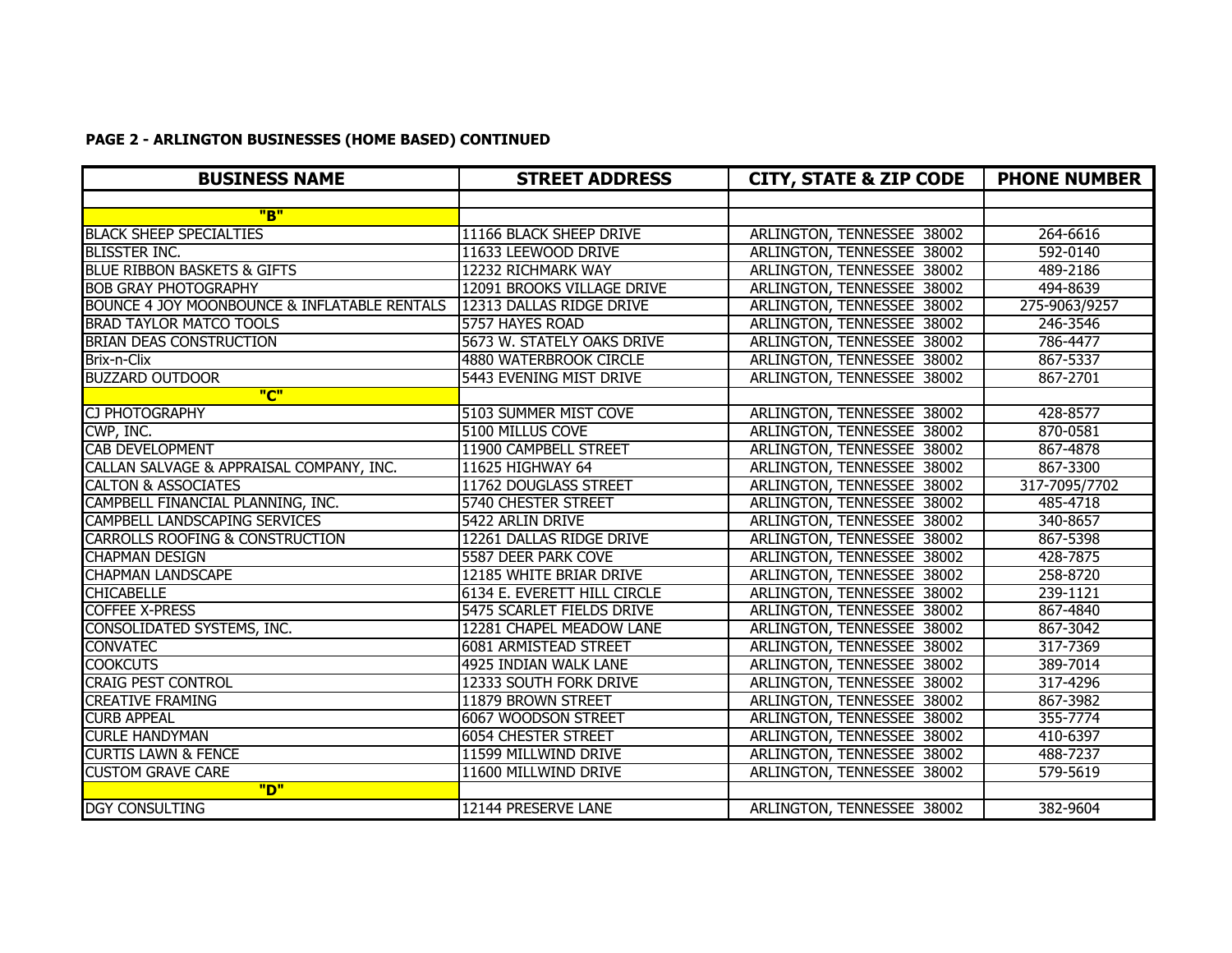**PAGE 2 - ARLINGTON BUSINESSES (HOME BASED) CONTINUED**

| BUSINESS NAME | STREET ADDRESS | CITY, STATE & ZIP CODE | PHONE NUMBER |
|---|---|---|---|
| | | | |
| "B" | | | |
| BLACK SHEEP SPECIALTIES | 11166 BLACK SHEEP DRIVE | ARLINGTON, TENNESSEE 38002 | 264-6616 |
| BLISSTER INC. | 11633 LEEWOOD DRIVE | ARLINGTON, TENNESSEE 38002 | 592-0140 |
| BLUE RIBBON BASKETS & GIFTS | 12232 RICHMARK WAY | ARLINGTON, TENNESSEE 38002 | 489-2186 |
| BOB GRAY PHOTOGRAPHY | 12091 BROOKS VILLAGE DRIVE | ARLINGTON, TENNESSEE 38002 | 494-8639 |
| BOUNCE 4 JOY MOONBOUNCE & INFLATABLE RENTALS | 12313 DALLAS RIDGE DRIVE | ARLINGTON, TENNESSEE 38002 | 275-9063/9257 |
| BRAD TAYLOR MATCO TOOLS | 5757 HAYES ROAD | ARLINGTON, TENNESSEE 38002 | 246-3546 |
| BRIAN DEAS CONSTRUCTION | 5673 W. STATELY OAKS DRIVE | ARLINGTON, TENNESSEE 38002 | 786-4477 |
| Brix-n-Clix | 4880 WATERBROOK CIRCLE | ARLINGTON, TENNESSEE 38002 | 867-5337 |
| BUZZARD OUTDOOR | 5443 EVENING MIST DRIVE | ARLINGTON, TENNESSEE 38002 | 867-2701 |
| "C" | | | |
| CJ PHOTOGRAPHY | 5103 SUMMER MIST COVE | ARLINGTON, TENNESSEE 38002 | 428-8577 |
| CWP, INC. | 5100 MILLUS COVE | ARLINGTON, TENNESSEE 38002 | 870-0581 |
| CAB DEVELOPMENT | 11900 CAMPBELL STREET | ARLINGTON, TENNESSEE 38002 | 867-4878 |
| CALLAN SALVAGE & APPRAISAL COMPANY, INC. | 11625 HIGHWAY 64 | ARLINGTON, TENNESSEE 38002 | 867-3300 |
| CALTON & ASSOCIATES | 11762 DOUGLASS STREET | ARLINGTON, TENNESSEE 38002 | 317-7095/7702 |
| CAMPBELL FINANCIAL PLANNING, INC. | 5740 CHESTER STREET | ARLINGTON, TENNESSEE 38002 | 485-4718 |
| CAMPBELL LANDSCAPING SERVICES | 5422 ARLIN DRIVE | ARLINGTON, TENNESSEE 38002 | 340-8657 |
| CARROLLS ROOFING & CONSTRUCTION | 12261 DALLAS RIDGE DRIVE | ARLINGTON, TENNESSEE 38002 | 867-5398 |
| CHAPMAN DESIGN | 5587 DEER PARK COVE | ARLINGTON, TENNESSEE 38002 | 428-7875 |
| CHAPMAN LANDSCAPE | 12185 WHITE BRIAR DRIVE | ARLINGTON, TENNESSEE 38002 | 258-8720 |
| CHICABELLE | 6134 E. EVERETT HILL CIRCLE | ARLINGTON, TENNESSEE 38002 | 239-1121 |
| COFFEE X-PRESS | 5475 SCARLET FIELDS DRIVE | ARLINGTON, TENNESSEE 38002 | 867-4840 |
| CONSOLIDATED SYSTEMS, INC. | 12281 CHAPEL MEADOW LANE | ARLINGTON, TENNESSEE 38002 | 867-3042 |
| CONVATEC | 6081 ARMISTEAD STREET | ARLINGTON, TENNESSEE 38002 | 317-7369 |
| COOKCUTS | 4925 INDIAN WALK LANE | ARLINGTON, TENNESSEE 38002 | 389-7014 |
| CRAIG PEST CONTROL | 12333 SOUTH FORK DRIVE | ARLINGTON, TENNESSEE 38002 | 317-4296 |
| CREATIVE FRAMING | 11879 BROWN STREET | ARLINGTON, TENNESSEE 38002 | 867-3982 |
| CURB APPEAL | 6067 WOODSON STREET | ARLINGTON, TENNESSEE 38002 | 355-7774 |
| CURLE HANDYMAN | 6054 CHESTER STREET | ARLINGTON, TENNESSEE 38002 | 410-6397 |
| CURTIS LAWN & FENCE | 11599 MILLWIND DRIVE | ARLINGTON, TENNESSEE 38002 | 488-7237 |
| CUSTOM GRAVE CARE | 11600 MILLWIND DRIVE | ARLINGTON, TENNESSEE 38002 | 579-5619 |
| "D" | | | |
| DGY CONSULTING | 12144 PRESERVE LANE | ARLINGTON, TENNESSEE 38002 | 382-9604 |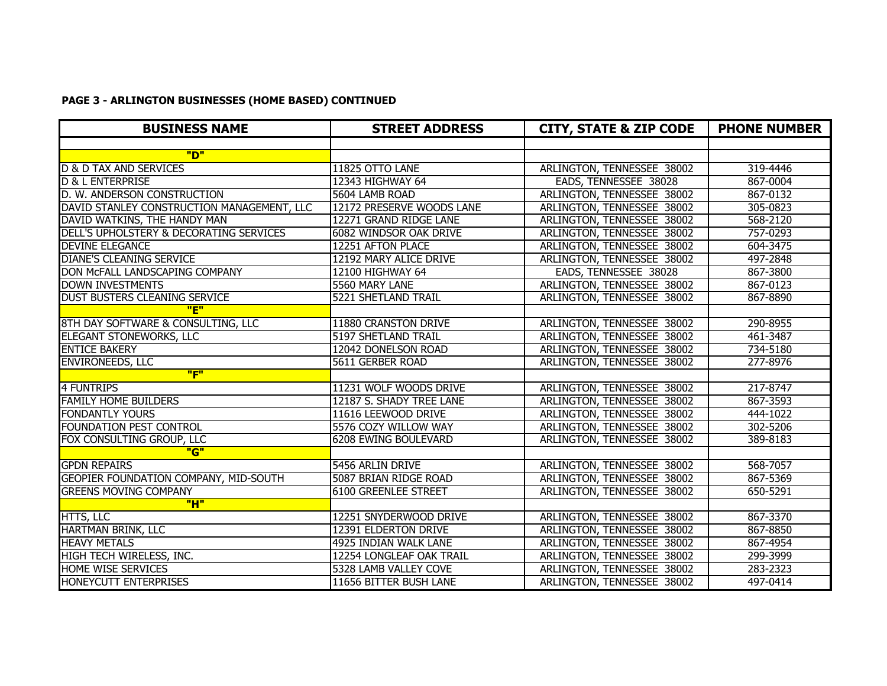**PAGE 3 - ARLINGTON BUSINESSES (HOME BASED) CONTINUED**

| BUSINESS NAME | STREET ADDRESS | CITY, STATE & ZIP CODE | PHONE NUMBER |
|---|---|---|---|
| | | | |
| "D" | | | |
| D & D TAX AND SERVICES | 11825 OTTO LANE | ARLINGTON, TENNESSEE 38002 | 319-4446 |
| D & L ENTERPRISE | 12343 HIGHWAY 64 | EADS, TENNESSEE 38028 | 867-0004 |
| D. W. ANDERSON CONSTRUCTION | 5604 LAMB ROAD | ARLINGTON, TENNESSEE 38002 | 867-0132 |
| DAVID STANLEY CONSTRUCTION MANAGEMENT, LLC | 12172 PRESERVE WOODS LANE | ARLINGTON, TENNESSEE 38002 | 305-0823 |
| DAVID WATKINS, THE HANDY MAN | 12271 GRAND RIDGE LANE | ARLINGTON, TENNESSEE 38002 | 568-2120 |
| DELL'S UPHOLSTERY & DECORATING SERVICES | 6082 WINDSOR OAK DRIVE | ARLINGTON, TENNESSEE 38002 | 757-0293 |
| DEVINE ELEGANCE | 12251 AFTON PLACE | ARLINGTON, TENNESSEE 38002 | 604-3475 |
| DIANE'S CLEANING SERVICE | 12192 MARY ALICE DRIVE | ARLINGTON, TENNESSEE 38002 | 497-2848 |
| DON McFALL LANDSCAPING COMPANY | 12100 HIGHWAY 64 | EADS, TENNESSEE 38028 | 867-3800 |
| DOWN INVESTMENTS | 5560 MARY LANE | ARLINGTON, TENNESSEE 38002 | 867-0123 |
| DUST BUSTERS CLEANING SERVICE | 5221 SHETLAND TRAIL | ARLINGTON, TENNESSEE 38002 | 867-8890 |
| "E" | | | |
| 8TH DAY SOFTWARE & CONSULTING, LLC | 11880 CRANSTON DRIVE | ARLINGTON, TENNESSEE 38002 | 290-8955 |
| ELEGANT STONEWORKS, LLC | 5197 SHETLAND TRAIL | ARLINGTON, TENNESSEE 38002 | 461-3487 |
| ENTICE BAKERY | 12042 DONELSON ROAD | ARLINGTON, TENNESSEE 38002 | 734-5180 |
| ENVIRONEEDS, LLC | 5611 GERBER ROAD | ARLINGTON, TENNESSEE 38002 | 277-8976 |
| "F" | | | |
| 4 FUNTRIPS | 11231 WOLF WOODS DRIVE | ARLINGTON, TENNESSEE 38002 | 217-8747 |
| FAMILY HOME BUILDERS | 12187 S. SHADY TREE LANE | ARLINGTON, TENNESSEE 38002 | 867-3593 |
| FONDANTLY YOURS | 11616 LEEWOOD DRIVE | ARLINGTON, TENNESSEE 38002 | 444-1022 |
| FOUNDATION PEST CONTROL | 5576 COZY WILLOW WAY | ARLINGTON, TENNESSEE 38002 | 302-5206 |
| FOX CONSULTING GROUP, LLC | 6208 EWING BOULEVARD | ARLINGTON, TENNESSEE 38002 | 389-8183 |
| "G" | | | |
| GPDN REPAIRS | 5456 ARLIN DRIVE | ARLINGTON, TENNESSEE 38002 | 568-7057 |
| GEOPIER FOUNDATION COMPANY, MID-SOUTH | 5087 BRIAN RIDGE ROAD | ARLINGTON, TENNESSEE 38002 | 867-5369 |
| GREENS MOVING COMPANY | 6100 GREENLEE STREET | ARLINGTON, TENNESSEE 38002 | 650-5291 |
| "H" | | | |
| HTTS, LLC | 12251 SNYDERWOOD DRIVE | ARLINGTON, TENNESSEE 38002 | 867-3370 |
| HARTMAN BRINK, LLC | 12391 ELDERTON DRIVE | ARLINGTON, TENNESSEE 38002 | 867-8850 |
| HEAVY METALS | 4925 INDIAN WALK LANE | ARLINGTON, TENNESSEE 38002 | 867-4954 |
| HIGH TECH WIRELESS, INC. | 12254 LONGLEAF OAK TRAIL | ARLINGTON, TENNESSEE 38002 | 299-3999 |
| HOME WISE SERVICES | 5328 LAMB VALLEY COVE | ARLINGTON, TENNESSEE 38002 | 283-2323 |
| HONEYCUTT ENTERPRISES | 11656 BITTER BUSH LANE | ARLINGTON, TENNESSEE 38002 | 497-0414 |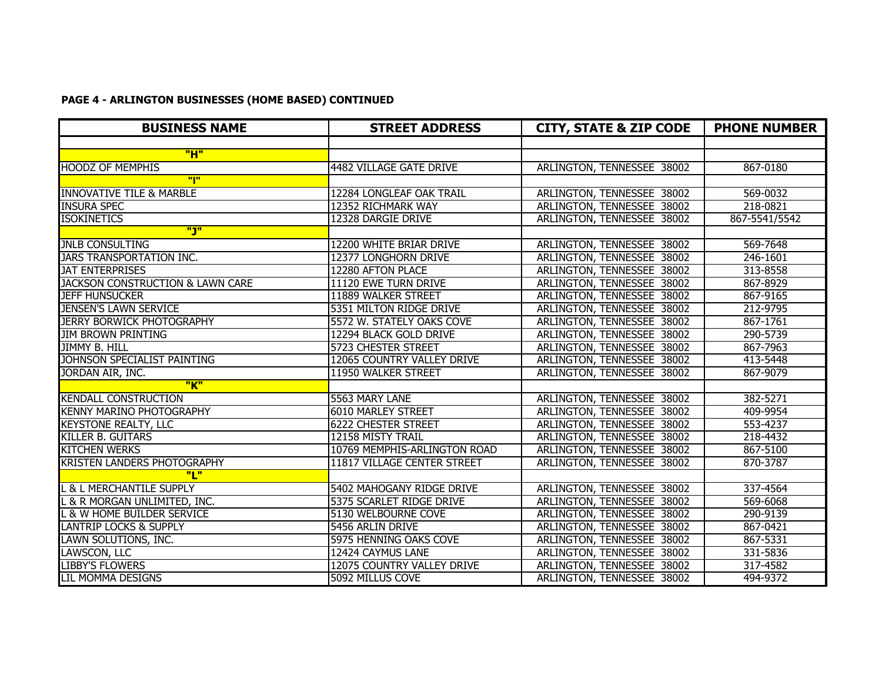**PAGE 4 - ARLINGTON BUSINESSES (HOME BASED) CONTINUED**

| BUSINESS NAME | STREET ADDRESS | CITY, STATE & ZIP CODE | PHONE NUMBER |
|---|---|---|---|
| | | | |
| "H" | | | |
| HOODZ OF MEMPHIS | 4482 VILLAGE GATE DRIVE | ARLINGTON, TENNESSEE 38002 | 867-0180 |
| "I" | | | |
| INNOVATIVE TILE & MARBLE | 12284 LONGLEAF OAK TRAIL | ARLINGTON, TENNESSEE 38002 | 569-0032 |
| INSURA SPEC | 12352 RICHMARK WAY | ARLINGTON, TENNESSEE 38002 | 218-0821 |
| ISOKINETICS | 12328 DARGIE DRIVE | ARLINGTON, TENNESSEE 38002 | 867-5541/5542 |
| "J" | | | |
| JNLB CONSULTING | 12200 WHITE BRIAR DRIVE | ARLINGTON, TENNESSEE 38002 | 569-7648 |
| JARS TRANSPORTATION INC. | 12377 LONGHORN DRIVE | ARLINGTON, TENNESSEE 38002 | 246-1601 |
| JAT ENTERPRISES | 12280 AFTON PLACE | ARLINGTON, TENNESSEE 38002 | 313-8558 |
| JACKSON CONSTRUCTION & LAWN CARE | 11120 EWE TURN DRIVE | ARLINGTON, TENNESSEE 38002 | 867-8929 |
| JEFF HUNSUCKER | 11889 WALKER STREET | ARLINGTON, TENNESSEE 38002 | 867-9165 |
| JENSEN'S LAWN SERVICE | 5351 MILTON RIDGE DRIVE | ARLINGTON, TENNESSEE 38002 | 212-9795 |
| JERRY BORWICK PHOTOGRAPHY | 5572 W. STATELY OAKS COVE | ARLINGTON, TENNESSEE 38002 | 867-1761 |
| JIM BROWN PRINTING | 12294 BLACK GOLD DRIVE | ARLINGTON, TENNESSEE 38002 | 290-5739 |
| JIMMY B. HILL | 5723 CHESTER STREET | ARLINGTON, TENNESSEE 38002 | 867-7963 |
| JOHNSON SPECIALIST PAINTING | 12065 COUNTRY VALLEY DRIVE | ARLINGTON, TENNESSEE 38002 | 413-5448 |
| JORDAN AIR, INC. | 11950 WALKER STREET | ARLINGTON, TENNESSEE 38002 | 867-9079 |
| "K" | | | |
| KENDALL CONSTRUCTION | 5563 MARY LANE | ARLINGTON, TENNESSEE 38002 | 382-5271 |
| KENNY MARINO PHOTOGRAPHY | 6010 MARLEY STREET | ARLINGTON, TENNESSEE 38002 | 409-9954 |
| KEYSTONE REALTY, LLC | 6222 CHESTER STREET | ARLINGTON, TENNESSEE 38002 | 553-4237 |
| KILLER B. GUITARS | 12158 MISTY TRAIL | ARLINGTON, TENNESSEE 38002 | 218-4432 |
| KITCHEN WERKS | 10769 MEMPHIS-ARLINGTON ROAD | ARLINGTON, TENNESSEE 38002 | 867-5100 |
| KRISTEN LANDERS PHOTOGRAPHY | 11817 VILLAGE CENTER STREET | ARLINGTON, TENNESSEE 38002 | 870-3787 |
| "L" | | | |
| L & L MERCHANTILE SUPPLY | 5402 MAHOGANY RIDGE DRIVE | ARLINGTON, TENNESSEE 38002 | 337-4564 |
| L & R MORGAN UNLIMITED, INC. | 5375 SCARLET RIDGE DRIVE | ARLINGTON, TENNESSEE 38002 | 569-6068 |
| L & W HOME BUILDER SERVICE | 5130 WELBOURNE COVE | ARLINGTON, TENNESSEE 38002 | 290-9139 |
| LANTRIP LOCKS & SUPPLY | 5456 ARLIN DRIVE | ARLINGTON, TENNESSEE 38002 | 867-0421 |
| LAWN SOLUTIONS, INC. | 5975 HENNING OAKS COVE | ARLINGTON, TENNESSEE 38002 | 867-5331 |
| LAWSCON, LLC | 12424 CAYMUS LANE | ARLINGTON, TENNESSEE 38002 | 331-5836 |
| LIBBY'S FLOWERS | 12075 COUNTRY VALLEY DRIVE | ARLINGTON, TENNESSEE 38002 | 317-4582 |
| LIL MOMMA DESIGNS | 5092 MILLUS COVE | ARLINGTON, TENNESSEE 38002 | 494-9372 |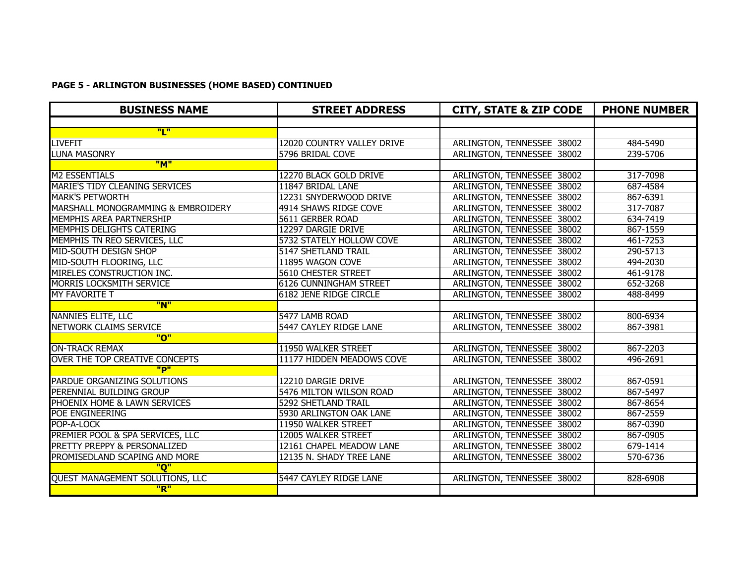**PAGE 5 - ARLINGTON BUSINESSES (HOME BASED) CONTINUED**

| BUSINESS NAME | STREET ADDRESS | CITY, STATE & ZIP CODE | PHONE NUMBER |
|---|---|---|---|
| | | | |
| "L" | | | |
| LIVEFIT | 12020 COUNTRY VALLEY DRIVE | ARLINGTON, TENNESSEE 38002 | 484-5490 |
| LUNA MASONRY | 5796 BRIDAL COVE | ARLINGTON, TENNESSEE 38002 | 239-5706 |
| "M" | | | |
| M2 ESSENTIALS | 12270 BLACK GOLD DRIVE | ARLINGTON, TENNESSEE 38002 | 317-7098 |
| MARIE'S TIDY CLEANING SERVICES | 11847 BRIDAL LANE | ARLINGTON, TENNESSEE 38002 | 687-4584 |
| MARK'S PETWORTH | 12231 SNYDERWOOD DRIVE | ARLINGTON, TENNESSEE 38002 | 867-6391 |
| MARSHALL MONOGRAMMING & EMBROIDERY | 4914 SHAWS RIDGE COVE | ARLINGTON, TENNESSEE 38002 | 317-7087 |
| MEMPHIS AREA PARTNERSHIP | 5611 GERBER ROAD | ARLINGTON, TENNESSEE 38002 | 634-7419 |
| MEMPHIS DELIGHTS CATERING | 12297 DARGIE DRIVE | ARLINGTON, TENNESSEE 38002 | 867-1559 |
| MEMPHIS TN REO SERVICES, LLC | 5732 STATELY HOLLOW COVE | ARLINGTON, TENNESSEE 38002 | 461-7253 |
| MID-SOUTH DESIGN SHOP | 5147 SHETLAND TRAIL | ARLINGTON, TENNESSEE 38002 | 290-5713 |
| MID-SOUTH FLOORING, LLC | 11895 WAGON COVE | ARLINGTON, TENNESSEE 38002 | 494-2030 |
| MIRELES CONSTRUCTION INC. | 5610 CHESTER STREET | ARLINGTON, TENNESSEE 38002 | 461-9178 |
| MORRIS LOCKSMITH SERVICE | 6126 CUNNINGHAM STREET | ARLINGTON, TENNESSEE 38002 | 652-3268 |
| MY FAVORITE T | 6182 JENE RIDGE CIRCLE | ARLINGTON, TENNESSEE 38002 | 488-8499 |
| "N" | | | |
| NANNIES ELITE, LLC | 5477 LAMB ROAD | ARLINGTON, TENNESSEE 38002 | 800-6934 |
| NETWORK CLAIMS SERVICE | 5447 CAYLEY RIDGE LANE | ARLINGTON, TENNESSEE 38002 | 867-3981 |
| "O" | | | |
| ON-TRACK REMAX | 11950 WALKER STREET | ARLINGTON, TENNESSEE 38002 | 867-2203 |
| OVER THE TOP CREATIVE CONCEPTS | 11177 HIDDEN MEADOWS COVE | ARLINGTON, TENNESSEE 38002 | 496-2691 |
| "P" | | | |
| PARDUE ORGANIZING SOLUTIONS | 12210 DARGIE DRIVE | ARLINGTON, TENNESSEE 38002 | 867-0591 |
| PERENNIAL BUILDING GROUP | 5476 MILTON WILSON ROAD | ARLINGTON, TENNESSEE 38002 | 867-5497 |
| PHOENIX HOME & LAWN SERVICES | 5292 SHETLAND TRAIL | ARLINGTON, TENNESSEE 38002 | 867-8654 |
| POE ENGINEERING | 5930 ARLINGTON OAK LANE | ARLINGTON, TENNESSEE 38002 | 867-2559 |
| POP-A-LOCK | 11950 WALKER STREET | ARLINGTON, TENNESSEE 38002 | 867-0390 |
| PREMIER POOL & SPA SERVICES, LLC | 12005 WALKER STREET | ARLINGTON, TENNESSEE 38002 | 867-0905 |
| PRETTY PREPPY & PERSONALIZED | 12161 CHAPEL MEADOW LANE | ARLINGTON, TENNESSEE 38002 | 679-1414 |
| PROMISEDLAND SCAPING AND MORE | 12135 N. SHADY TREE LANE | ARLINGTON, TENNESSEE 38002 | 570-6736 |
| "Q" | | | |
| QUEST MANAGEMENT SOLUTIONS, LLC | 5447 CAYLEY RIDGE LANE | ARLINGTON, TENNESSEE 38002 | 828-6908 |
| "R" | | | |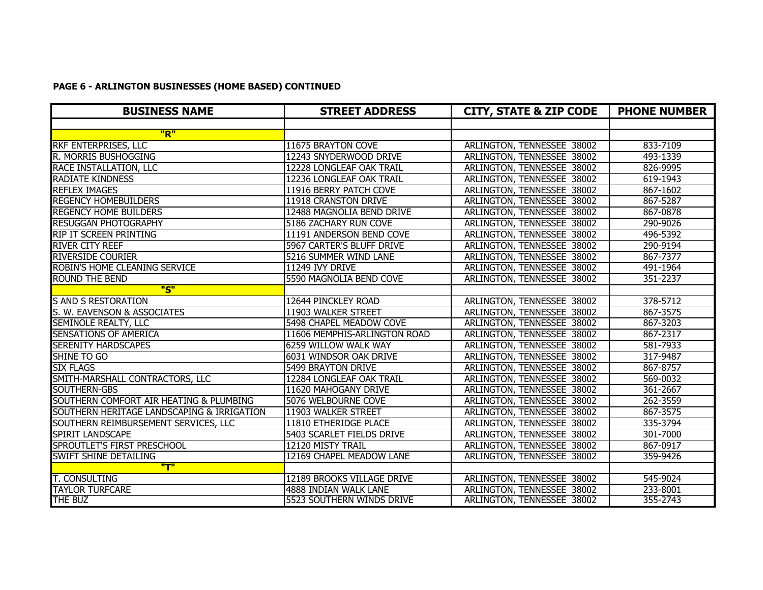**PAGE 6 - ARLINGTON BUSINESSES (HOME BASED) CONTINUED**

| BUSINESS NAME | STREET ADDRESS | CITY, STATE & ZIP CODE | PHONE NUMBER |
|---|---|---|---|
| | | | |
| "R" | | | |
| RKF ENTERPRISES, LLC | 11675 BRAYTON COVE | ARLINGTON, TENNESSEE 38002 | 833-7109 |
| R. MORRIS BUSHOGGING | 12243 SNYDERWOOD DRIVE | ARLINGTON, TENNESSEE 38002 | 493-1339 |
| RACE INSTALLATION, LLC | 12228 LONGLEAF OAK TRAIL | ARLINGTON, TENNESSEE 38002 | 826-9995 |
| RADIATE KINDNESS | 12236 LONGLEAF OAK TRAIL | ARLINGTON, TENNESSEE 38002 | 619-1943 |
| REFLEX IMAGES | 11916 BERRY PATCH COVE | ARLINGTON, TENNESSEE 38002 | 867-1602 |
| REGENCY HOMEBUILDERS | 11918 CRANSTON DRIVE | ARLINGTON, TENNESSEE 38002 | 867-5287 |
| REGENCY HOME BUILDERS | 12488 MAGNOLIA BEND DRIVE | ARLINGTON, TENNESSEE 38002 | 867-0878 |
| RESUGGAN PHOTOGRAPHY | 5186 ZACHARY RUN COVE | ARLINGTON, TENNESSEE 38002 | 290-9026 |
| RIP IT SCREEN PRINTING | 11191 ANDERSON BEND COVE | ARLINGTON, TENNESSEE 38002 | 496-5392 |
| RIVER CITY REEF | 5967 CARTER'S BLUFF DRIVE | ARLINGTON, TENNESSEE 38002 | 290-9194 |
| RIVERSIDE COURIER | 5216 SUMMER WIND LANE | ARLINGTON, TENNESSEE 38002 | 867-7377 |
| ROBIN'S HOME CLEANING SERVICE | 11249 IVY DRIVE | ARLINGTON, TENNESSEE 38002 | 491-1964 |
| ROUND THE BEND | 5590 MAGNOLIA BEND COVE | ARLINGTON, TENNESSEE 38002 | 351-2237 |
| "S" | | | |
| S AND S RESTORATION | 12644 PINCKLEY ROAD | ARLINGTON, TENNESSEE 38002 | 378-5712 |
| S. W. EAVENSON & ASSOCIATES | 11903 WALKER STREET | ARLINGTON, TENNESSEE 38002 | 867-3575 |
| SEMINOLE REALTY, LLC | 5498 CHAPEL MEADOW COVE | ARLINGTON, TENNESSEE 38002 | 867-3203 |
| SENSATIONS OF AMERICA | 11606 MEMPHIS-ARLINGTON ROAD | ARLINGTON, TENNESSEE 38002 | 867-2317 |
| SERENITY HARDSCAPES | 6259 WILLOW WALK WAY | ARLINGTON, TENNESSEE 38002 | 581-7933 |
| SHINE TO GO | 6031 WINDSOR OAK DRIVE | ARLINGTON, TENNESSEE 38002 | 317-9487 |
| SIX FLAGS | 5499 BRAYTON DRIVE | ARLINGTON, TENNESSEE 38002 | 867-8757 |
| SMITH-MARSHALL CONTRACTORS, LLC | 12284 LONGLEAF OAK TRAIL | ARLINGTON, TENNESSEE 38002 | 569-0032 |
| SOUTHERN-GBS | 11620 MAHOGANY DRIVE | ARLINGTON, TENNESSEE 38002 | 361-2667 |
| SOUTHERN COMFORT AIR HEATING & PLUMBING | 5076 WELBOURNE COVE | ARLINGTON, TENNESSEE 38002 | 262-3559 |
| SOUTHERN HERITAGE LANDSCAPING & IRRIGATION | 11903 WALKER STREET | ARLINGTON, TENNESSEE 38002 | 867-3575 |
| SOUTHERN REIMBURSEMENT SERVICES, LLC | 11810 ETHERIDGE PLACE | ARLINGTON, TENNESSEE 38002 | 335-3794 |
| SPIRIT LANDSCAPE | 5403 SCARLET FIELDS DRIVE | ARLINGTON, TENNESSEE 38002 | 301-7000 |
| SPROUTLET'S FIRST PRESCHOOL | 12120 MISTY TRAIL | ARLINGTON, TENNESSEE 38002 | 867-0917 |
| SWIFT SHINE DETAILING | 12169 CHAPEL MEADOW LANE | ARLINGTON, TENNESSEE 38002 | 359-9426 |
| "T" | | | |
| T. CONSULTING | 12189 BROOKS VILLAGE DRIVE | ARLINGTON, TENNESSEE 38002 | 545-9024 |
| TAYLOR TURFCARE | 4888 INDIAN WALK LANE | ARLINGTON, TENNESSEE 38002 | 233-8001 |
| THE BUZ | 5523 SOUTHERN WINDS DRIVE | ARLINGTON, TENNESSEE 38002 | 355-2743 |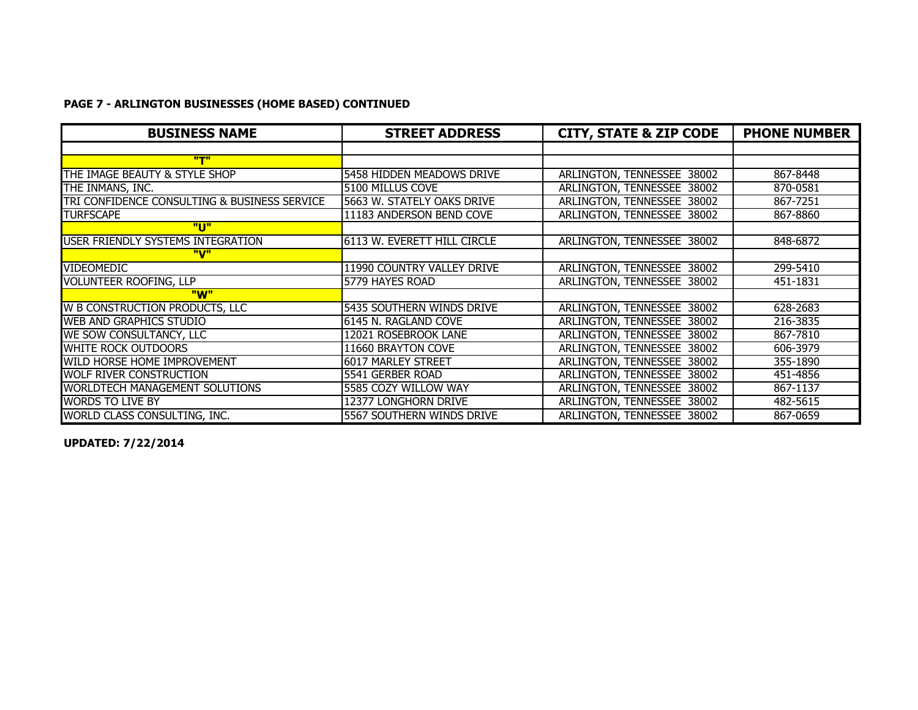**PAGE 7 - ARLINGTON BUSINESSES (HOME BASED) CONTINUED**

| BUSINESS NAME | STREET ADDRESS | CITY, STATE & ZIP CODE | PHONE NUMBER |
|---|---|---|---|
| | | | |
| "T" | | | |
| THE IMAGE BEAUTY & STYLE SHOP | 5458 HIDDEN MEADOWS DRIVE | ARLINGTON, TENNESSEE 38002 | 867-8448 |
| THE INMANS, INC. | 5100 MILLUS COVE | ARLINGTON, TENNESSEE 38002 | 870-0581 |
| TRI CONFIDENCE CONSULTING & BUSINESS SERVICE | 5663 W. STATELY OAKS DRIVE | ARLINGTON, TENNESSEE 38002 | 867-7251 |
| TURFSCAPE | 11183 ANDERSON BEND COVE | ARLINGTON, TENNESSEE 38002 | 867-8860 |
| "U" | | | |
| USER FRIENDLY SYSTEMS INTEGRATION | 6113 W. EVERETT HILL CIRCLE | ARLINGTON, TENNESSEE 38002 | 848-6872 |
| "V" | | | |
| VIDEOMEDIC | 11990 COUNTRY VALLEY DRIVE | ARLINGTON, TENNESSEE 38002 | 299-5410 |
| VOLUNTEER ROOFING, LLP | 5779 HAYES ROAD | ARLINGTON, TENNESSEE 38002 | 451-1831 |
| "W" | | | |
| W B CONSTRUCTION PRODUCTS, LLC | 5435 SOUTHERN WINDS DRIVE | ARLINGTON, TENNESSEE 38002 | 628-2683 |
| WEB AND GRAPHICS STUDIO | 6145 N. RAGLAND COVE | ARLINGTON, TENNESSEE 38002 | 216-3835 |
| WE SOW CONSULTANCY, LLC | 12021 ROSEBROOK LANE | ARLINGTON, TENNESSEE 38002 | 867-7810 |
| WHITE ROCK OUTDOORS | 11660 BRAYTON COVE | ARLINGTON, TENNESSEE 38002 | 606-3979 |
| WILD HORSE HOME IMPROVEMENT | 6017 MARLEY STREET | ARLINGTON, TENNESSEE 38002 | 355-1890 |
| WOLF RIVER CONSTRUCTION | 5541 GERBER ROAD | ARLINGTON, TENNESSEE 38002 | 451-4856 |
| WORLDTECH MANAGEMENT SOLUTIONS | 5585 COZY WILLOW WAY | ARLINGTON, TENNESSEE 38002 | 867-1137 |
| WORDS TO LIVE BY | 12377 LONGHORN DRIVE | ARLINGTON, TENNESSEE 38002 | 482-5615 |
| WORLD CLASS CONSULTING, INC. | 5567 SOUTHERN WINDS DRIVE | ARLINGTON, TENNESSEE 38002 | 867-0659 |

**UPDATED: 7/22/2014**